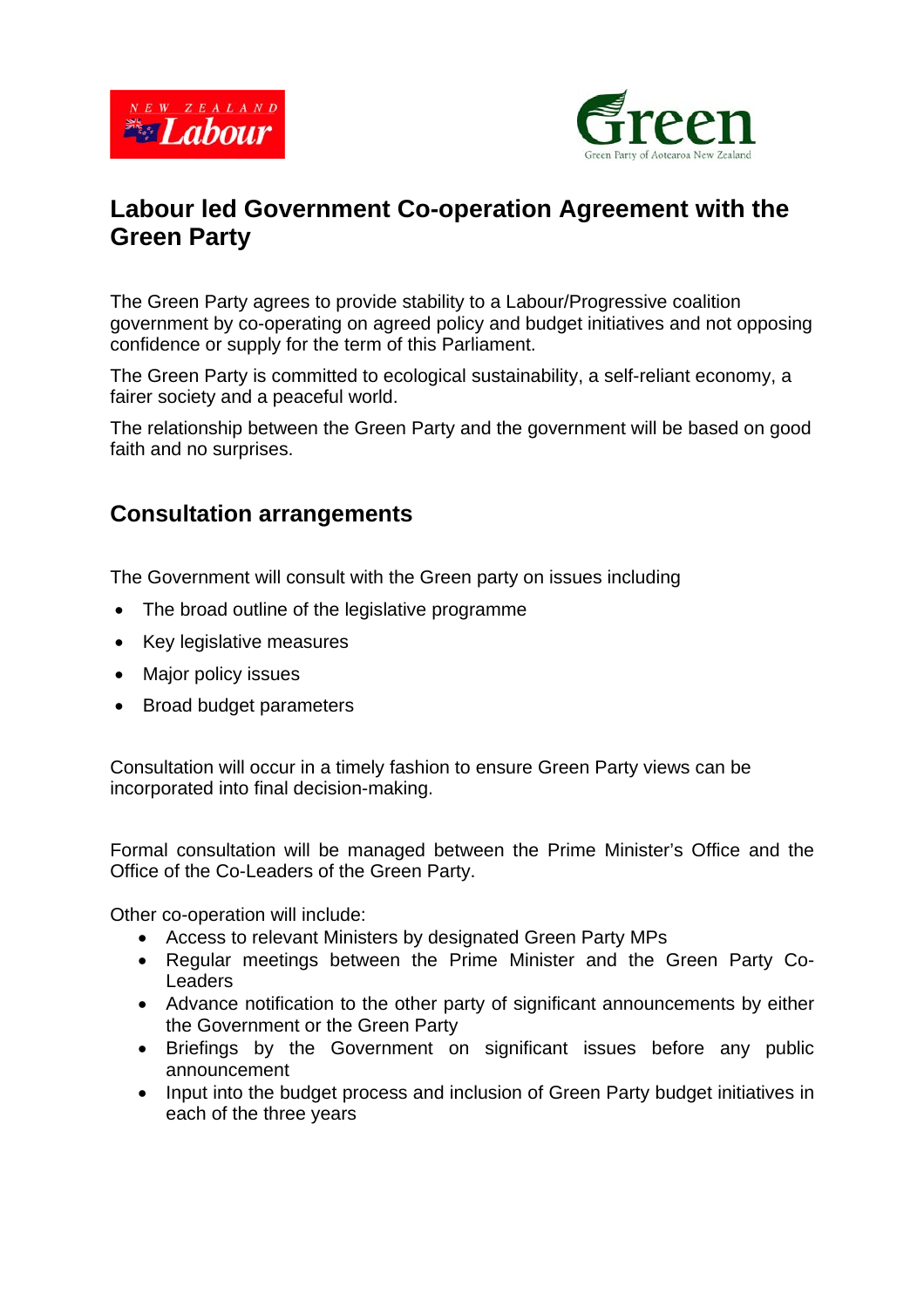# Labour led Government Co-operation Agreement with the Green Party

The Green Party agrees to provide stability to a Labour/Progressive coalition government by co-operating on agreed policy and budget initiatives and not opposing confidence or supply for the term of this Parliament.

The Green Party is committed to ecological sustainability, a self-reliant economy, a fairer society and a peaceful world.

The relationship between the Green Party and the government will be based on good faith and no surprises.

## Consultation arrangements

The Government will consult with the Green party on issues including

- The broad outline of the legislative programme
- Key legislative measures
- Major policy issues
- Broad budget parameters

Consultation will occur in a timely fashion to ensure Green Party views can be incorporated into final decision-making.

Formal consultation will be managed between the Prime Minister's Office and the Office of the Co-Leaders of the Green Party.

Other co-operation will include:

- Access to relevant Ministers by designated Green Party MPs
- Regular meetings between the Prime Minister and the Green Party Co-Leaders
- Advance notification to the other party of significant announcements by either the Government or the Green Party
- Briefings by the Government on significant issues before any public announcement
- Input into the budget process and inclusion of Green Party budget initiatives in each of the three years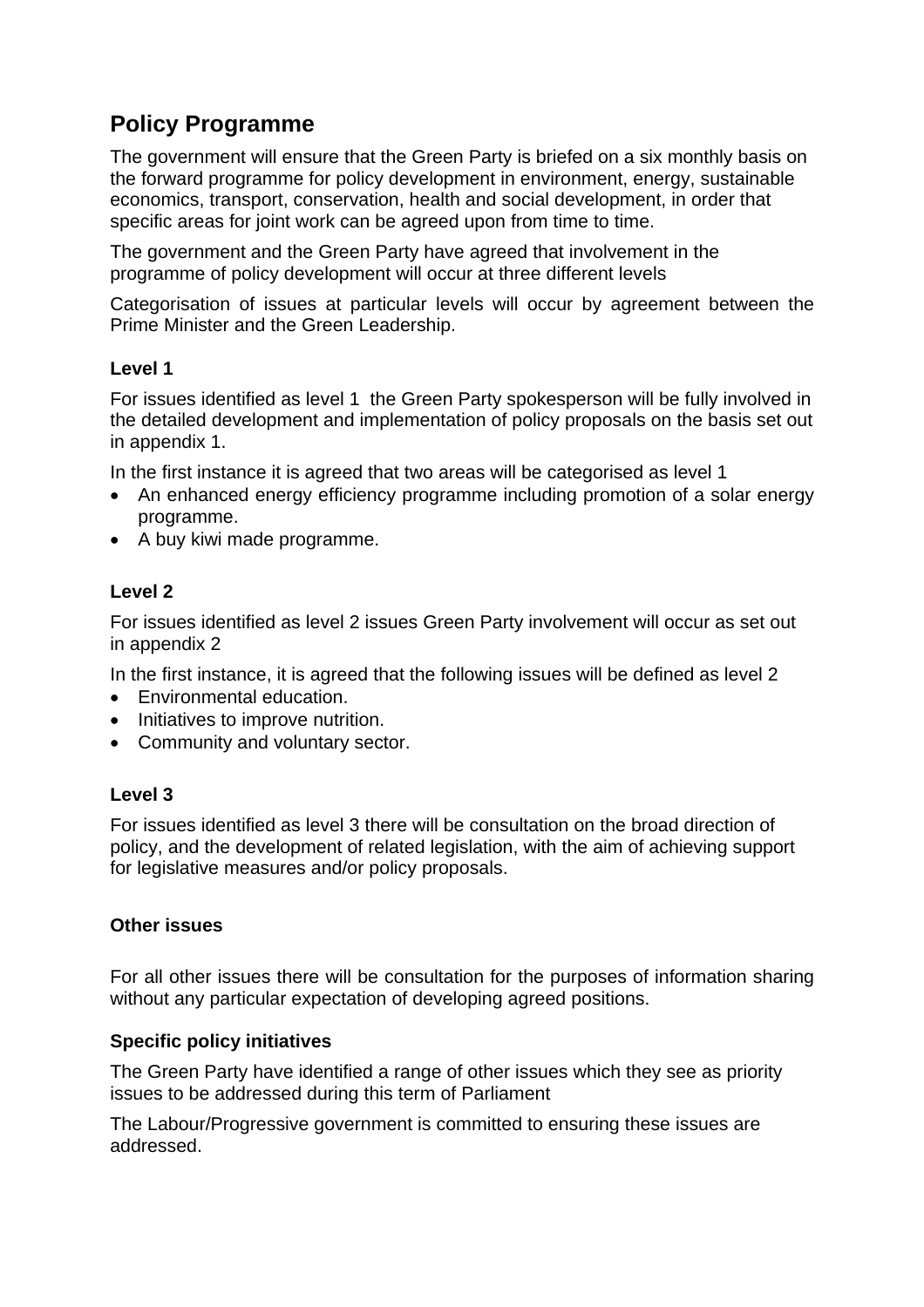## Policy Programme

The government will ensure that the Green Party is briefed on a six monthly basis on the forward programme for policy development in environment, energy, sustainable economics, transport, conservation, health and social development, in order that specific areas for joint work can be agreed upon from time to time.

The government and the Green Party have agreed that involvement in the programme of policy development will occur at three different levels

Categorisation of issues at particular levels will occur by agreement between the Prime Minister and the Green Leadership.

### Level 1

For issues identified as level 1 the Green Party spokesperson will be fully involved in the detailed development and implementation of policy proposals on the basis set out in appendix 1.

In the first instance it is agreed that two areas will be categorised as level 1

- An enhanced energy efficiency programme including promotion of a solar energy programme.
- A buy kiwi made programme.

### Level 2

For issues identified as level 2 issues Green Party involvement will occur as set out in appendix 2

In the first instance, it is agreed that the following issues will be defined as level 2

- Environmental education.
- Initiatives to improve nutrition.
- Community and voluntary sector.

### Level 3

For issues identified as level 3 there will be consultation on the broad direction of policy, and the development of related legislation, with the aim of achieving support for legislative measures and/or policy proposals.

### Other issues

For all other issues there will be consultation for the purposes of information sharing without any particular expectation of developing agreed positions.

### Specific policy initiatives

The Green Party have identified a range of other issues which they see as priority issues to be addressed during this term of Parliament

The Labour/Progressive government is committed to ensuring these issues are addressed.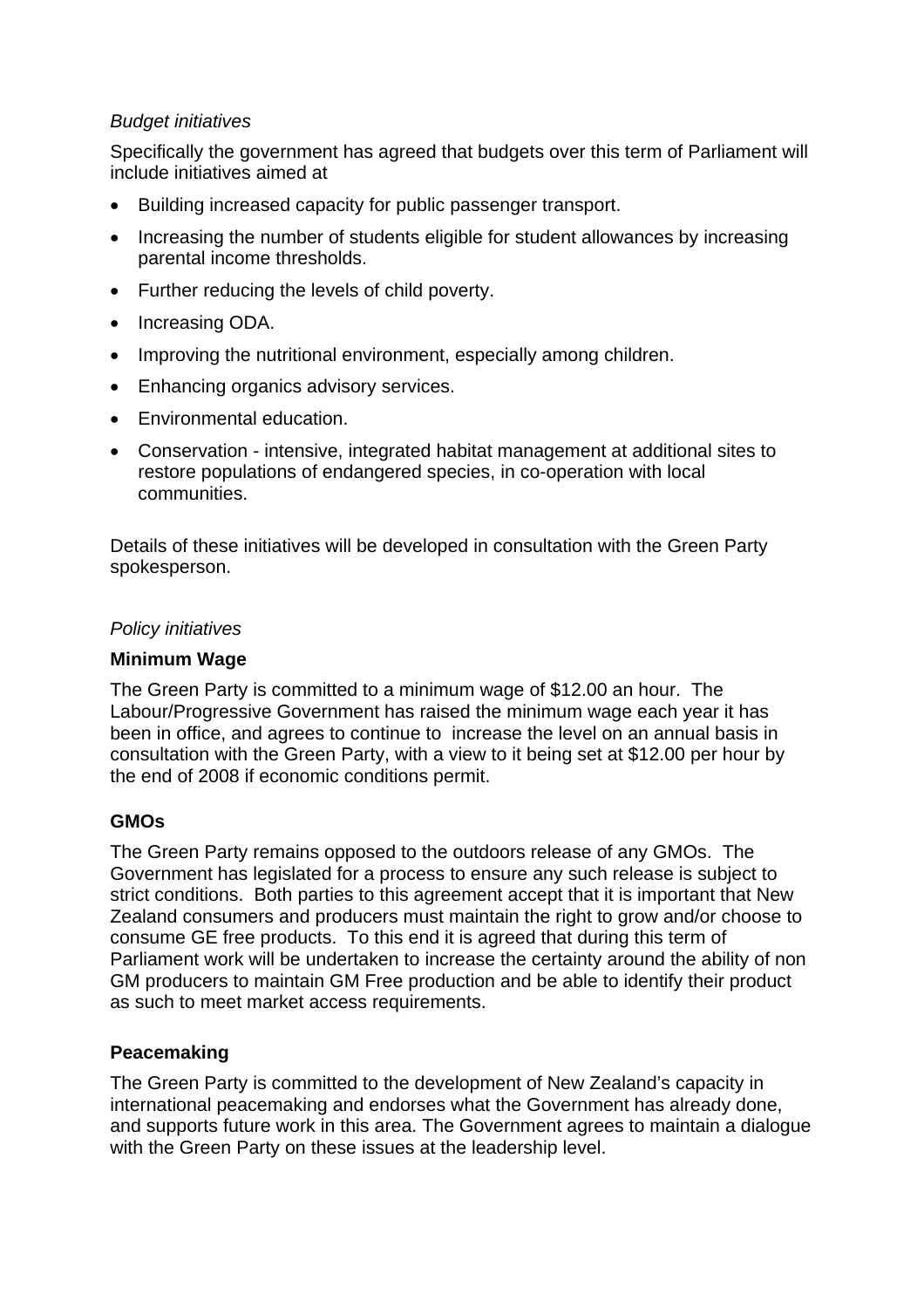*Budget initiatives*

Specifically the government has agreed that budgets over this term of Parliament will include initiatives aimed at

- Building increased capacity for public passenger transport.
- Increasing the number of students eligible for student allowances by increasing parental income thresholds.
- Further reducing the levels of child poverty.
- Increasing ODA.
- Improving the nutritional environment, especially among children.
- Enhancing organics advisory services.
- Environmental education.
- Conservation - intensive, integrated habitat management at additional sites to restore populations of endangered species, in co-operation with local communities.

Details of these initiatives will be developed in consultation with the Green Party spokesperson.

*Policy initiatives*

**Minimum Wage**

The Green Party is committed to a minimum wage of $12.00 an hour. The Labour/Progressive Government has raised the minimum wage each year it has been in office, and agrees to continue to increase the level on an annual basis in consultation with the Green Party, with a view to it being set at $12.00 per hour by the end of 2008 if economic conditions permit.

**GMOs**

The Green Party remains opposed to the outdoors release of any GMOs. The Government has legislated for a process to ensure any such release is subject to strict conditions. Both parties to this agreement accept that it is important that New Zealand consumers and producers must maintain the right to grow and/or choose to consume GE free products. To this end it is agreed that during this term of Parliament work will be undertaken to increase the certainty around the ability of non GM producers to maintain GM Free production and be able to identify their product as such to meet market access requirements.

**Peacemaking**

The Green Party is committed to the development of New Zealand's capacity in international peacemaking and endorses what the Government has already done, and supports future work in this area. The Government agrees to maintain a dialogue with the Green Party on these issues at the leadership level.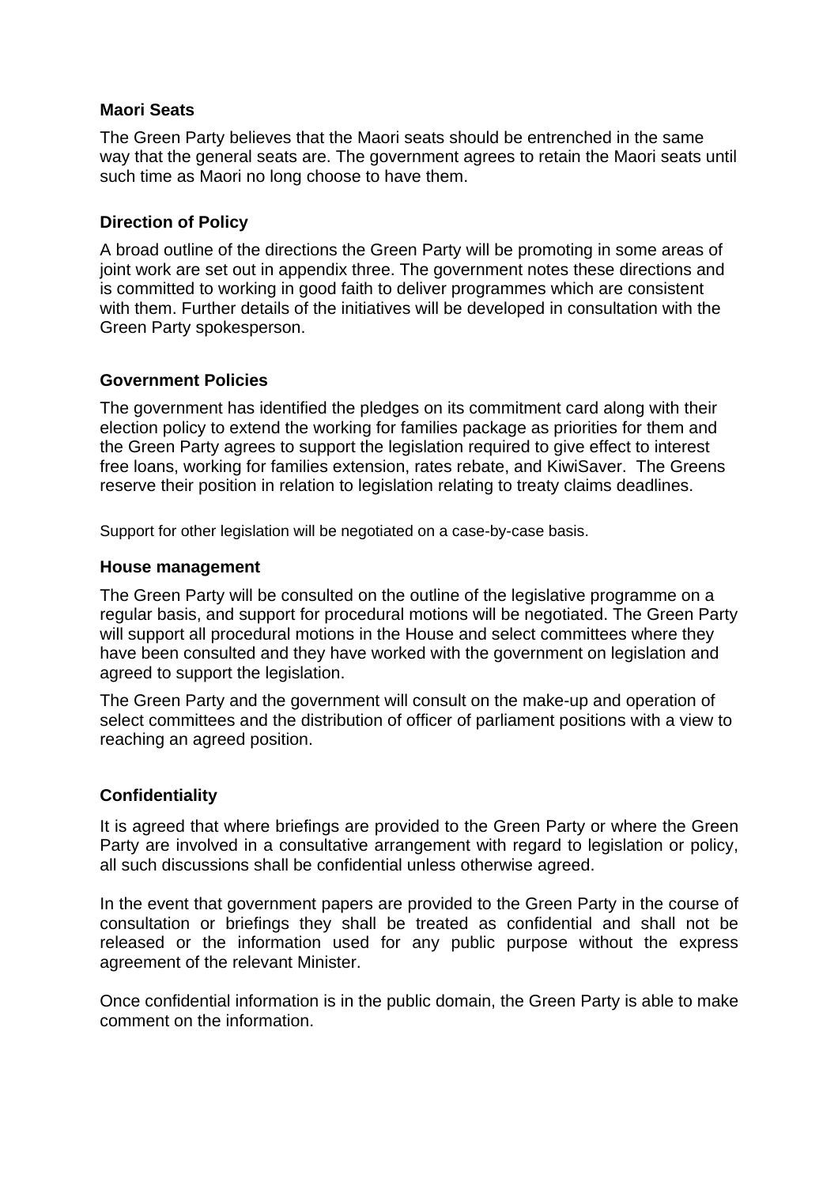**Maori Seats**

The Green Party believes that the Maori seats should be entrenched in the same way that the general seats are. The government agrees to retain the Maori seats until such time as Maori no long choose to have them.

**Direction of Policy**

A broad outline of the directions the Green Party will be promoting in some areas of joint work are set out in appendix three. The government notes these directions and is committed to working in good faith to deliver programmes which are consistent with them. Further details of the initiatives will be developed in consultation with the Green Party spokesperson.

**Government Policies**

The government has identified the pledges on its commitment card along with their election policy to extend the working for families package as priorities for them and the Green Party agrees to support the legislation required to give effect to interest free loans, working for families extension, rates rebate, and KiwiSaver. The Greens reserve their position in relation to legislation relating to treaty claims deadlines.

Support for other legislation will be negotiated on a case-by-case basis.

**House management**

The Green Party will be consulted on the outline of the legislative programme on a regular basis, and support for procedural motions will be negotiated. The Green Party will support all procedural motions in the House and select committees where they have been consulted and they have worked with the government on legislation and agreed to support the legislation.

The Green Party and the government will consult on the make-up and operation of select committees and the distribution of officer of parliament positions with a view to reaching an agreed position.

**Confidentiality**

It is agreed that where briefings are provided to the Green Party or where the Green Party are involved in a consultative arrangement with regard to legislation or policy, all such discussions shall be confidential unless otherwise agreed.

In the event that government papers are provided to the Green Party in the course of consultation or briefings they shall be treated as confidential and shall not be released or the information used for any public purpose without the express agreement of the relevant Minister.

Once confidential information is in the public domain, the Green Party is able to make comment on the information.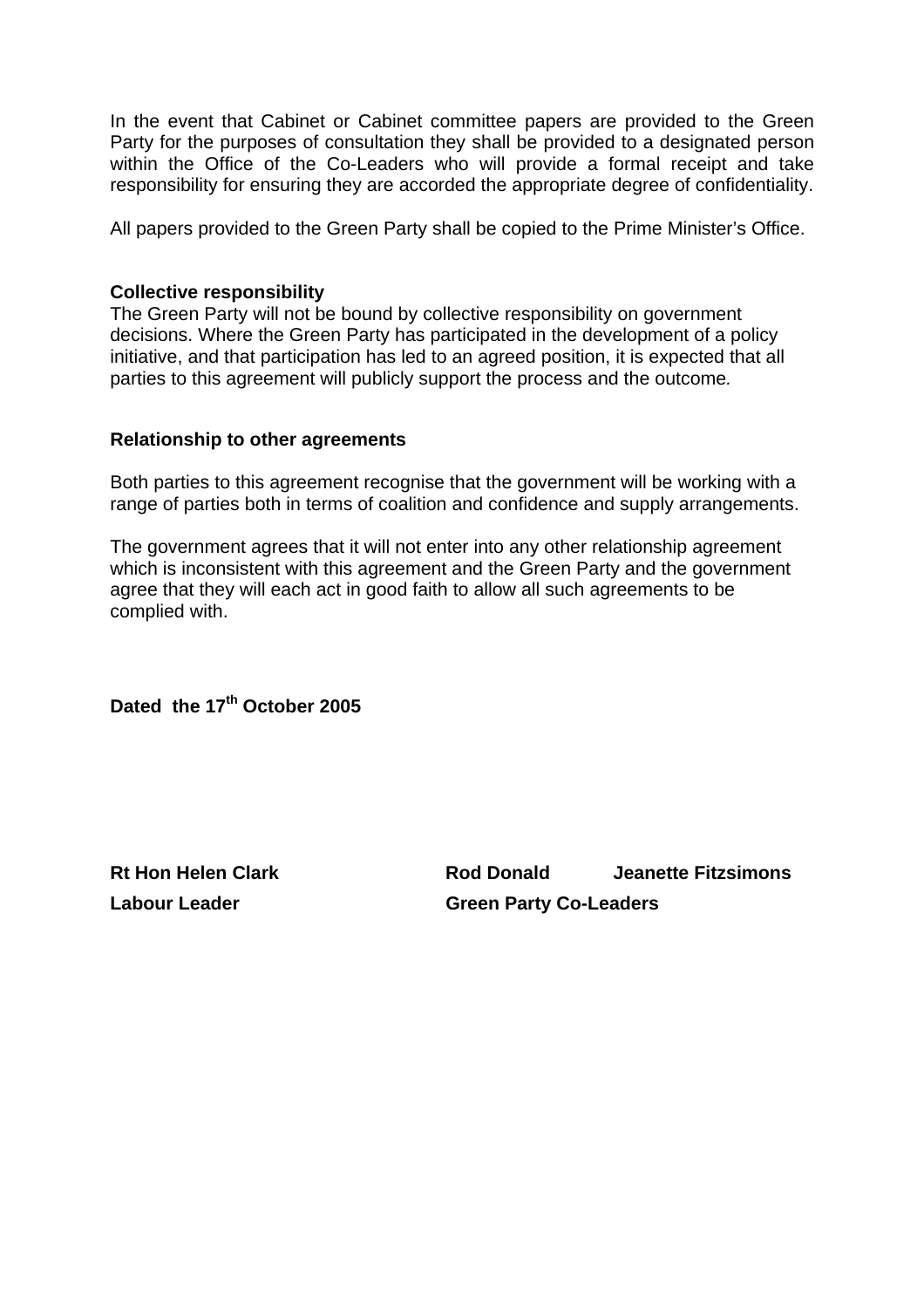In the event that Cabinet or Cabinet committee papers are provided to the Green Party for the purposes of consultation they shall be provided to a designated person within the Office of the Co-Leaders who will provide a formal receipt and take responsibility for ensuring they are accorded the appropriate degree of confidentiality.

All papers provided to the Green Party shall be copied to the Prime Minister's Office.

**Collective responsibility**

The Green Party will not be bound by collective responsibility on government decisions. Where the Green Party has participated in the development of a policy initiative, and that participation has led to an agreed position, it is expected that all parties to this agreement will publicly support the process and the outcome.

**Relationship to other agreements**

Both parties to this agreement recognise that the government will be working with a range of parties both in terms of coalition and confidence and supply arrangements.

The government agrees that it will not enter into any other relationship agreement which is inconsistent with this agreement and the Green Party and the government agree that they will each act in good faith to allow all such agreements to be complied with.

**Dated the 17th October 2005**

| | | |
|---|---|---|
| **Rt Hon Helen Clark** | **Rod Donald** | **Jeanette Fitzsimons** |
| **Labour Leader** | **Green Party Co-Leaders** | |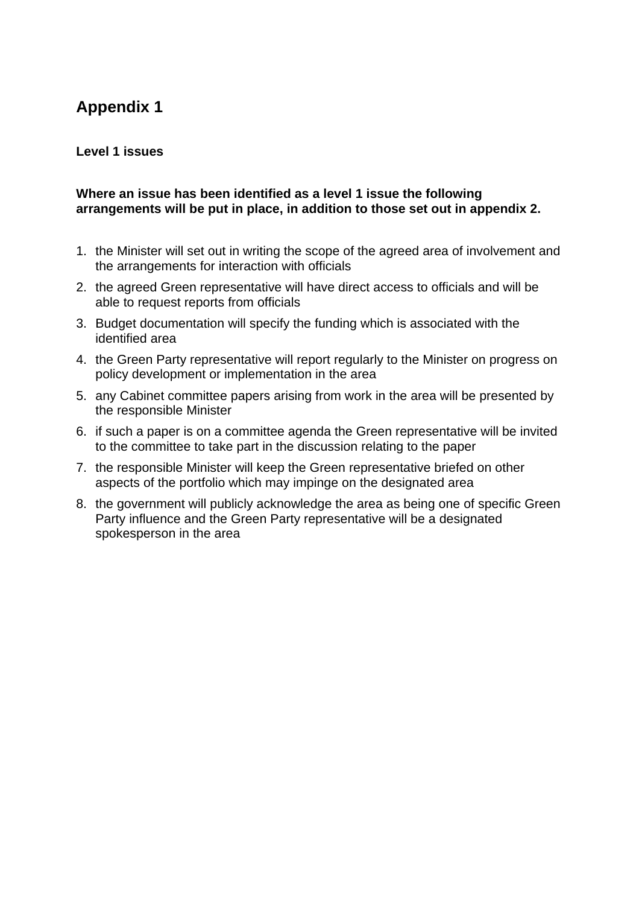# Appendix 1

**Level 1 issues**

**Where an issue has been identified as a level 1 issue the following arrangements will be put in place, in addition to those set out in appendix 2.**

1. the Minister will set out in writing the scope of the agreed area of involvement and the arrangements for interaction with officials
2. the agreed Green representative will have direct access to officials and will be able to request reports from officials
3. Budget documentation will specify the funding which is associated with the identified area
4. the Green Party representative will report regularly to the Minister on progress on policy development or implementation in the area
5. any Cabinet committee papers arising from work in the area will be presented by the responsible Minister
6. if such a paper is on a committee agenda the Green representative will be invited to the committee to take part in the discussion relating to the paper
7. the responsible Minister will keep the Green representative briefed on other aspects of the portfolio which may impinge on the designated area
8. the government will publicly acknowledge the area as being one of specific Green Party influence and the Green Party representative will be a designated spokesperson in the area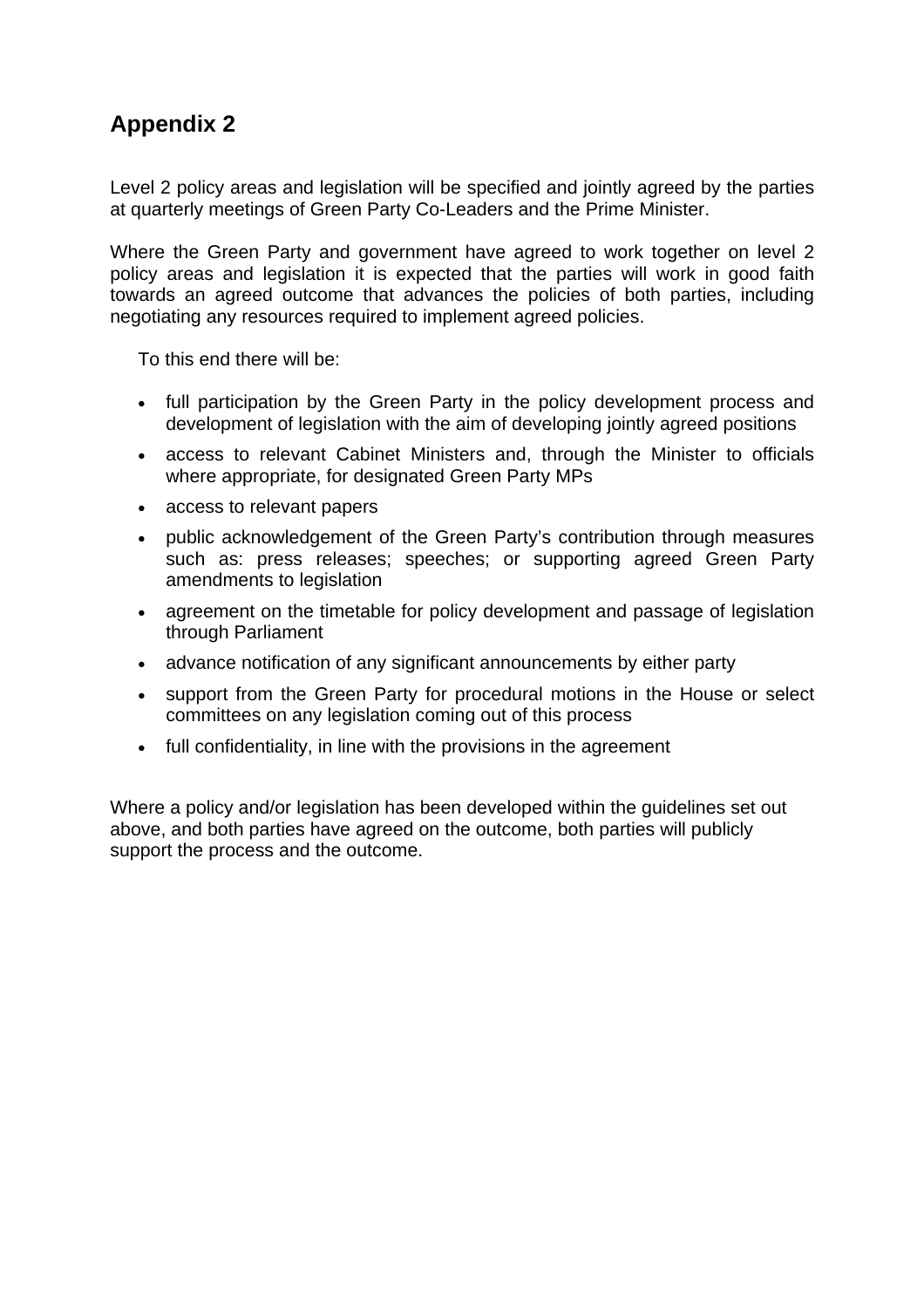## Appendix 2

Level 2 policy areas and legislation will be specified and jointly agreed by the parties at quarterly meetings of Green Party Co-Leaders and the Prime Minister.

Where the Green Party and government have agreed to work together on level 2 policy areas and legislation it is expected that the parties will work in good faith towards an agreed outcome that advances the policies of both parties, including negotiating any resources required to implement agreed policies.

To this end there will be:

- full participation by the Green Party in the policy development process and development of legislation with the aim of developing jointly agreed positions
- access to relevant Cabinet Ministers and, through the Minister to officials where appropriate, for designated Green Party MPs
- access to relevant papers
- public acknowledgement of the Green Party's contribution through measures such as: press releases; speeches; or supporting agreed Green Party amendments to legislation
- agreement on the timetable for policy development and passage of legislation through Parliament
- advance notification of any significant announcements by either party
- support from the Green Party for procedural motions in the House or select committees on any legislation coming out of this process
- full confidentiality, in line with the provisions in the agreement

Where a policy and/or legislation has been developed within the guidelines set out above, and both parties have agreed on the outcome, both parties will publicly support the process and the outcome.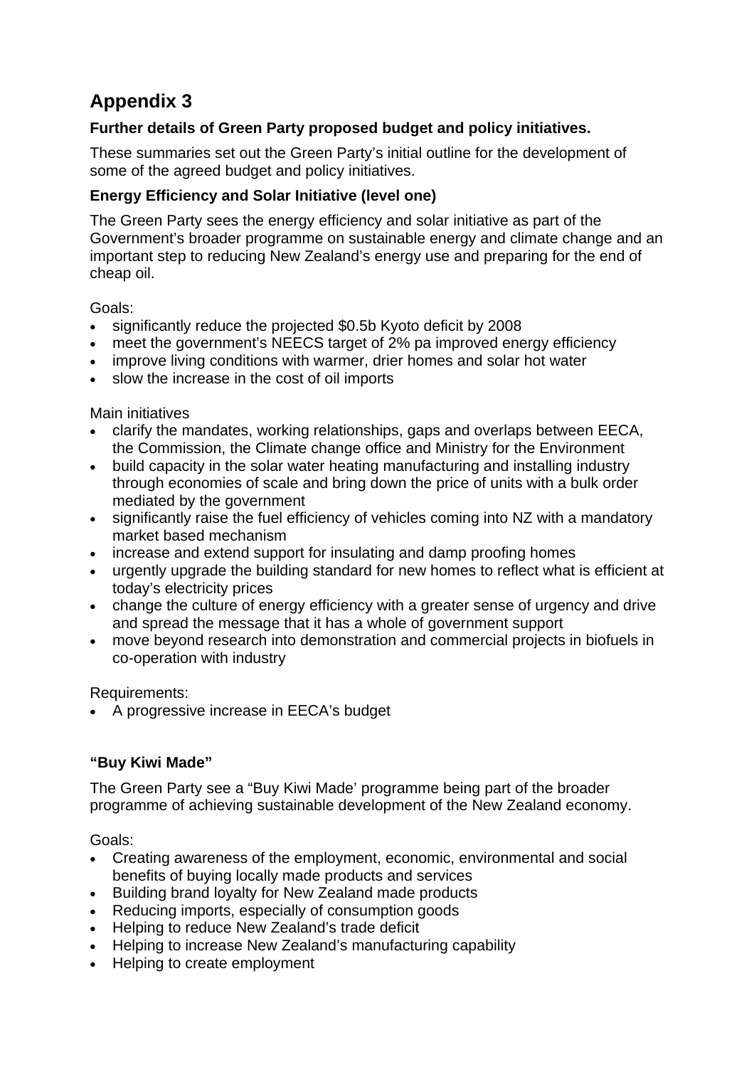# Appendix 3

**Further details of Green Party proposed budget and policy initiatives.**

These summaries set out the Green Party's initial outline for the development of some of the agreed budget and policy initiatives.

**Energy Efficiency and Solar Initiative (level one)**

The Green Party sees the energy efficiency and solar initiative as part of the Government's broader programme on sustainable energy and climate change and an important step to reducing New Zealand's energy use and preparing for the end of cheap oil.

Goals:

- significantly reduce the projected $0.5b Kyoto deficit by 2008
- meet the government's NEECS target of 2% pa improved energy efficiency
- improve living conditions with warmer, drier homes and solar hot water
- slow the increase in the cost of oil imports

Main initiatives

- clarify the mandates, working relationships, gaps and overlaps between EECA, the Commission, the Climate change office and Ministry for the Environment
- build capacity in the solar water heating manufacturing and installing industry through economies of scale and bring down the price of units with a bulk order mediated by the government
- significantly raise the fuel efficiency of vehicles coming into NZ with a mandatory market based mechanism
- increase and extend support for insulating and damp proofing homes
- urgently upgrade the building standard for new homes to reflect what is efficient at today's electricity prices
- change the culture of energy efficiency with a greater sense of urgency and drive and spread the message that it has a whole of government support
- move beyond research into demonstration and commercial projects in biofuels in co-operation with industry

Requirements:

- A progressive increase in EECA's budget

**"Buy Kiwi Made"**

The Green Party see a "Buy Kiwi Made' programme being part of the broader programme of achieving sustainable development of the New Zealand economy.

Goals:

- Creating awareness of the employment, economic, environmental and social benefits of buying locally made products and services
- Building brand loyalty for New Zealand made products
- Reducing imports, especially of consumption goods
- Helping to reduce New Zealand's trade deficit
- Helping to increase New Zealand's manufacturing capability
- Helping to create employment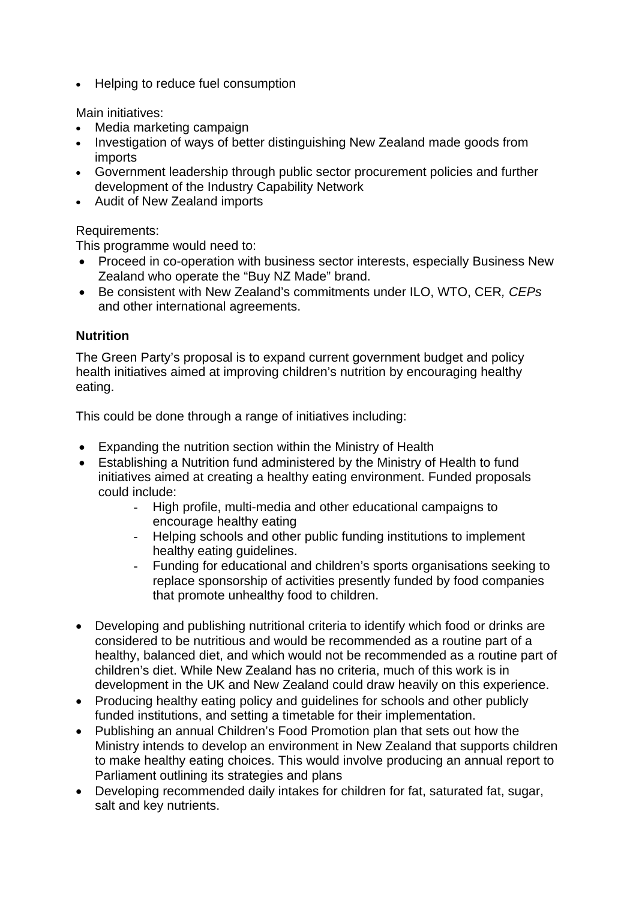- Helping to reduce fuel consumption

Main initiatives:

- Media marketing campaign
- Investigation of ways of better distinguishing New Zealand made goods from imports
- Government leadership through public sector procurement policies and further development of the Industry Capability Network
- Audit of New Zealand imports

Requirements:

This programme would need to:

- Proceed in co-operation with business sector interests, especially Business New Zealand who operate the "Buy NZ Made" brand.
- Be consistent with New Zealand's commitments under ILO, WTO, CER, *CEPs* and other international agreements.

**Nutrition**

The Green Party's proposal is to expand current government budget and policy health initiatives aimed at improving children's nutrition by encouraging healthy eating.

This could be done through a range of initiatives including:

- Expanding the nutrition section within the Ministry of Health
- Establishing a Nutrition fund administered by the Ministry of Health to fund initiatives aimed at creating a healthy eating environment. Funded proposals could include:
    - High profile, multi-media and other educational campaigns to encourage healthy eating
    - Helping schools and other public funding institutions to implement healthy eating guidelines.
    - Funding for educational and children's sports organisations seeking to replace sponsorship of activities presently funded by food companies that promote unhealthy food to children.
- Developing and publishing nutritional criteria to identify which food or drinks are considered to be nutritious and would be recommended as a routine part of a healthy, balanced diet, and which would not be recommended as a routine part of children's diet. While New Zealand has no criteria, much of this work is in development in the UK and New Zealand could draw heavily on this experience.
- Producing healthy eating policy and guidelines for schools and other publicly funded institutions, and setting a timetable for their implementation.
- Publishing an annual Children's Food Promotion plan that sets out how the Ministry intends to develop an environment in New Zealand that supports children to make healthy eating choices. This would involve producing an annual report to Parliament outlining its strategies and plans
- Developing recommended daily intakes for children for fat, saturated fat, sugar, salt and key nutrients.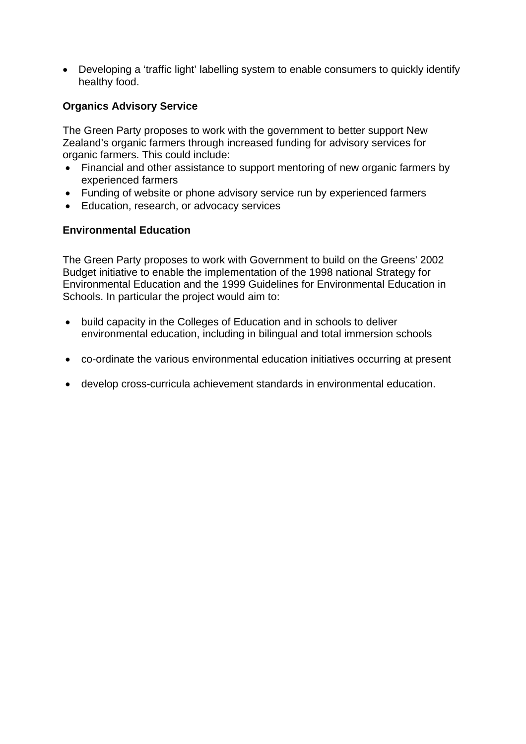- Developing a 'traffic light' labelling system to enable consumers to quickly identify healthy food.

**Organics Advisory Service**

The Green Party proposes to work with the government to better support New Zealand's organic farmers through increased funding for advisory services for organic farmers. This could include:

- Financial and other assistance to support mentoring of new organic farmers by experienced farmers
- Funding of website or phone advisory service run by experienced farmers
- Education, research, or advocacy services

**Environmental Education**

The Green Party proposes to work with Government to build on the Greens' 2002 Budget initiative to enable the implementation of the 1998 national Strategy for Environmental Education and the 1999 Guidelines for Environmental Education in Schools. In particular the project would aim to:

- build capacity in the Colleges of Education and in schools to deliver environmental education, including in bilingual and total immersion schools
- co-ordinate the various environmental education initiatives occurring at present
- develop cross-curricula achievement standards in environmental education.